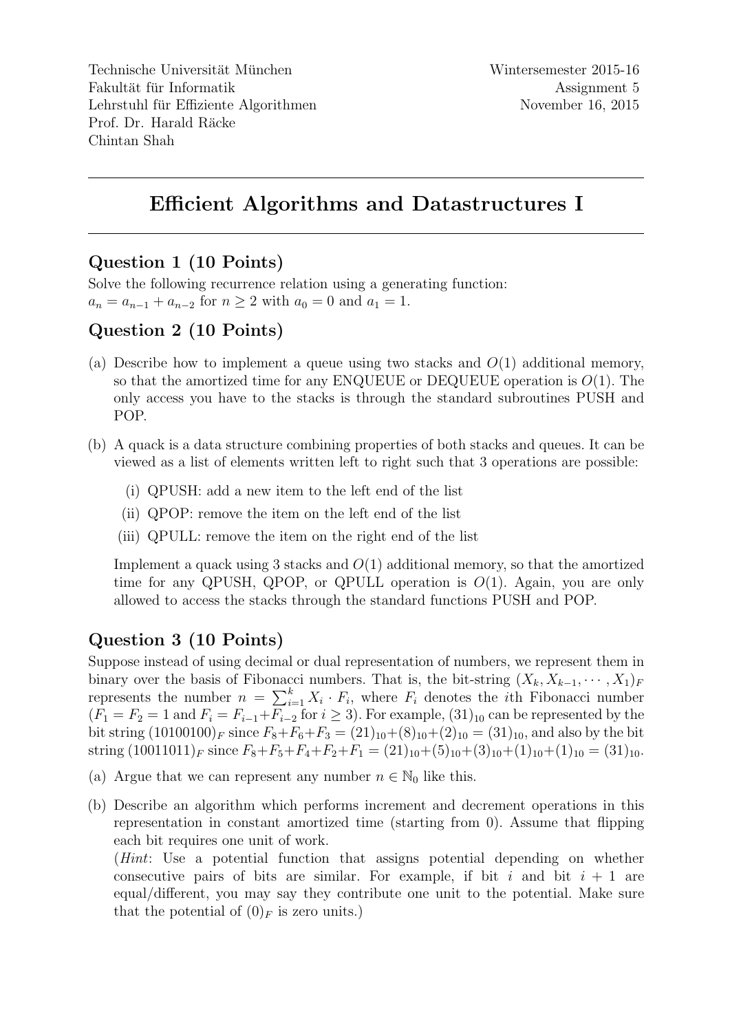Technische Universität München
Fakultät für Informatik
Lehrstuhl für Effiziente Algorithmen
Prof. Dr. Harald Räcke
Chintan Shah

Wintersemester 2015-16
Assignment 5
November 16, 2015

# Efficient Algorithms and Datastructures I

## Question 1 (10 Points)

Solve the following recurrence relation using a generating function:
$a_n = a_{n-1} + a_{n-2}$ for $n \geq 2$ with $a_0 = 0$ and $a_1 = 1$.

## Question 2 (10 Points)

(a) Describe how to implement a queue using two stacks and $O(1)$ additional memory, so that the amortized time for any ENQUEUE or DEQUEUE operation is $O(1)$. The only access you have to the stacks is through the standard subroutines PUSH and POP.

(b) A quack is a data structure combining properties of both stacks and queues. It can be viewed as a list of elements written left to right such that 3 operations are possible:

   (i) QPUSH: add a new item to the left end of the list

   (ii) QPOP: remove the item on the left end of the list

   (iii) QPULL: remove the item on the right end of the list

   Implement a quack using 3 stacks and $O(1)$ additional memory, so that the amortized time for any QPUSH, QPOP, or QPULL operation is $O(1)$. Again, you are only allowed to access the stacks through the standard functions PUSH and POP.

## Question 3 (10 Points)

Suppose instead of using decimal or dual representation of numbers, we represent them in binary over the basis of Fibonacci numbers. That is, the bit-string $(X_k, X_{k-1}, \cdots, X_1)_F$ represents the number $n = \sum_{i=1}^{k} X_i \cdot F_i$, where $F_i$ denotes the $i$th Fibonacci number ($F_1 = F_2 = 1$ and $F_i = F_{i-1} + F_{i-2}$ for $i \geq 3$). For example, $(31)_{10}$ can be represented by the bit string $(10100100)_F$ since $F_8 + F_6 + F_3 = (21)_{10} + (8)_{10} + (2)_{10} = (31)_{10}$, and also by the bit string $(10011011)_F$ since $F_8 + F_5 + F_4 + F_2 + F_1 = (21)_{10} + (5)_{10} + (3)_{10} + (1)_{10} + (1)_{10} = (31)_{10}$.

(a) Argue that we can represent any number $n \in \mathbb{N}_0$ like this.

(b) Describe an algorithm which performs increment and decrement operations in this representation in constant amortized time (starting from 0). Assume that flipping each bit requires one unit of work.
(*Hint*: Use a potential function that assigns potential depending on whether consecutive pairs of bits are similar. For example, if bit $i$ and bit $i+1$ are equal/different, you may say they contribute one unit to the potential. Make sure that the potential of $(0)_F$ is zero units.)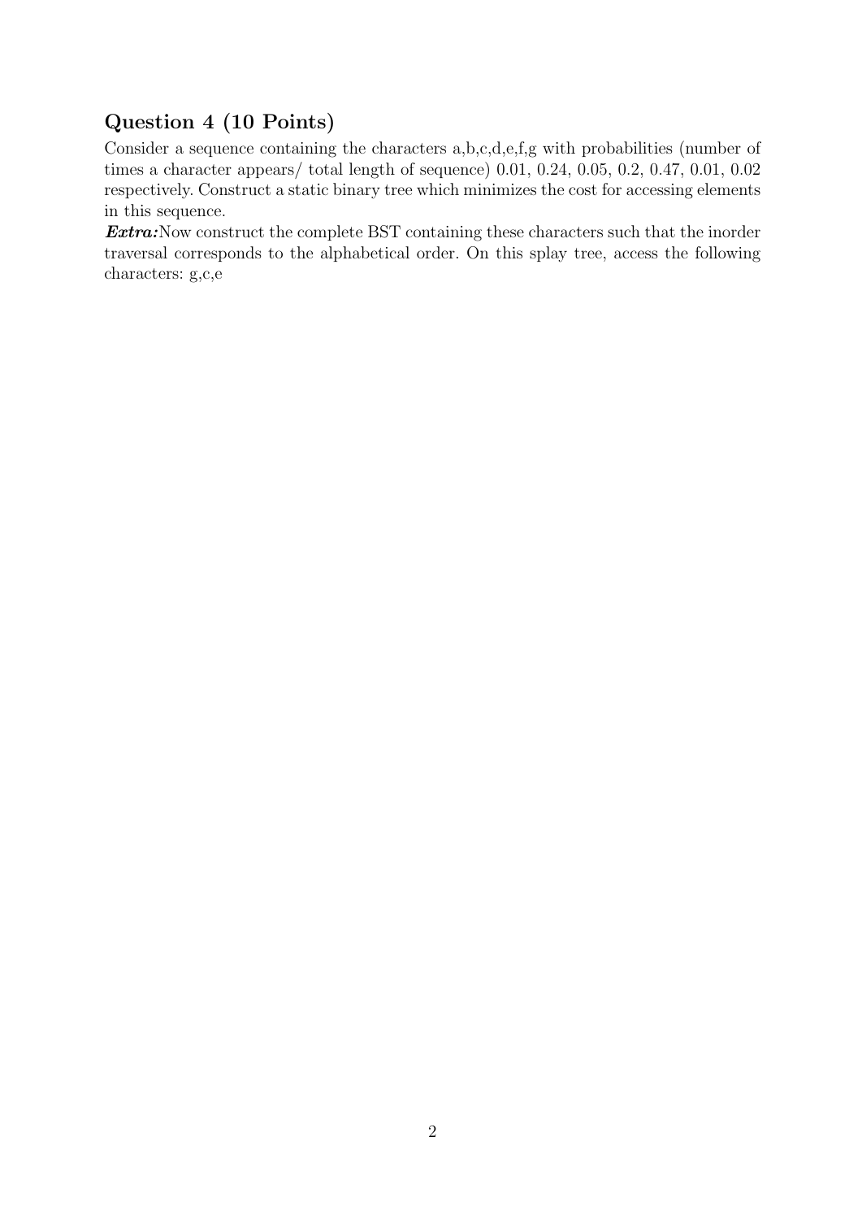## Question 4 (10 Points)

Consider a sequence containing the characters a,b,c,d,e,f,g with probabilities (number of times a character appears/ total length of sequence) 0.01, 0.24, 0.05, 0.2, 0.47, 0.01, 0.02 respectively. Construct a static binary tree which minimizes the cost for accessing elements in this sequence.

***Extra:***Now construct the complete BST containing these characters such that the inorder traversal corresponds to the alphabetical order. On this splay tree, access the following characters: g,c,e